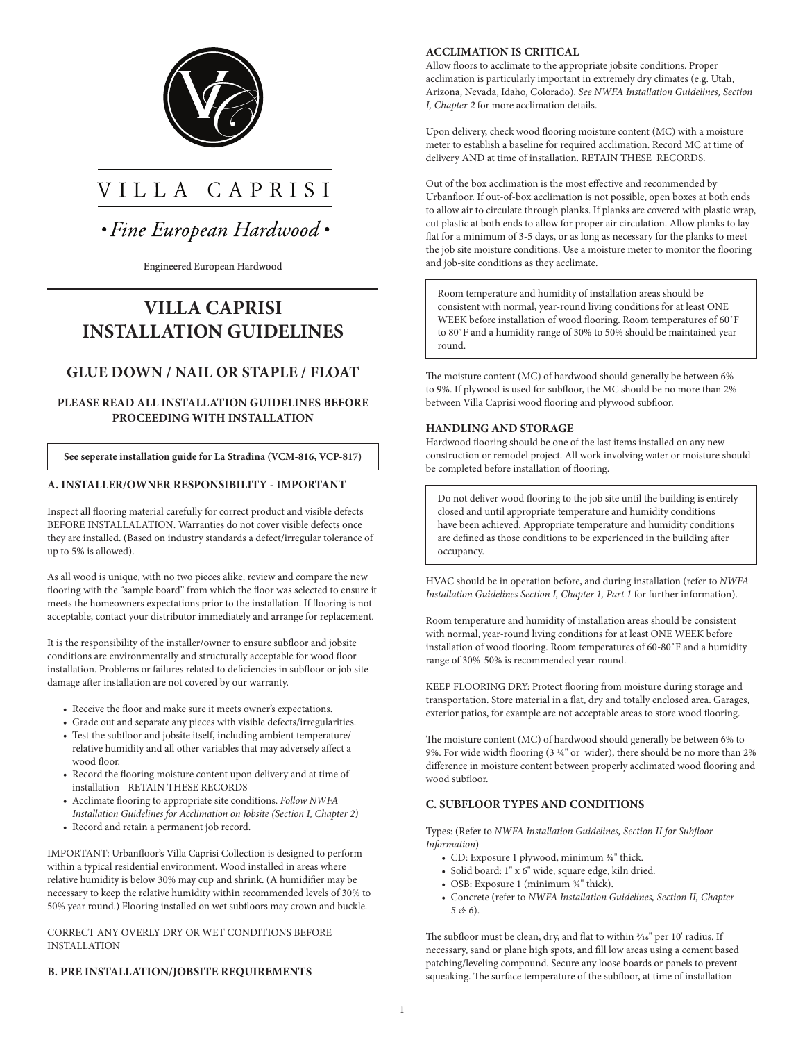# VILLA CAPRISI

*• Fine European Hardwood •*

Engineered European Hardwood

# VILLA CAPRISI INSTALLATION GUIDELINES

## GLUE DOWN / NAIL OR STAPLE / FLOAT

### PLEASE READ ALL INSTALLATION GUIDELINES BEFORE PROCEEDING WITH INSTALLATION

**See seperate installation guide for La Stradina (VCM-816, VCP-817)**

## A. INSTALLER/OWNER RESPONSIBILITY - IMPORTANT

Inspect all flooring material carefully for correct product and visible defects BEFORE INSTALLALATION. Warranties do not cover visible defects once they are installed. (Based on industry standards a defect/irregular tolerance of up to 5% is allowed).

As all wood is unique, with no two pieces alike, review and compare the new flooring with the "sample board" from which the floor was selected to ensure it meets the homeowners expectations prior to the installation. If flooring is not acceptable, contact your distributor immediately and arrange for replacement.

It is the responsibility of the installer/owner to ensure subfloor and jobsite conditions are environmentally and structurally acceptable for wood floor installation. Problems or failures related to deficiencies in subfloor or job site damage after installation are not covered by our warranty.

- Receive the floor and make sure it meets owner's expectations.
- Grade out and separate any pieces with visible defects/irregularities.
- Test the subfloor and jobsite itself, including ambient temperature/ relative humidity and all other variables that may adversely affect a wood floor.
- Record the flooring moisture content upon delivery and at time of installation - RETAIN THESE RECORDS
- Acclimate flooring to appropriate site conditions. *Follow NWFA Installation Guidelines for Acclimation on Jobsite (Section I, Chapter 2)*
- Record and retain a permanent job record.

IMPORTANT: Urbanfloor's Villa Caprisi Collection is designed to perform within a typical residential environment. Wood installed in areas where relative humidity is below 30% may cup and shrink. (A humidifier may be necessary to keep the relative humidity within recommended levels of 30% to 50% year round.) Flooring installed on wet subfloors may crown and buckle.

CORRECT ANY OVERLY DRY OR WET CONDITIONS BEFORE INSTALLATION

## B. PRE INSTALLATION/JOBSITE REQUIREMENTS

### ACCLIMATION IS CRITICAL

Allow floors to acclimate to the appropriate jobsite conditions. Proper acclimation is particularly important in extremely dry climates (e.g. Utah, Arizona, Nevada, Idaho, Colorado). *See NWFA Installation Guidelines, Section I, Chapter 2* for more acclimation details.

Upon delivery, check wood flooring moisture content (MC) with a moisture meter to establish a baseline for required acclimation. Record MC at time of delivery AND at time of installation. RETAIN THESE RECORDS.

Out of the box acclimation is the most effective and recommended by Urbanfloor. If out-of-box acclimation is not possible, open boxes at both ends to allow air to circulate through planks. If planks are covered with plastic wrap, cut plastic at both ends to allow for proper air circulation. Allow planks to lay flat for a minimum of 3-5 days, or as long as necessary for the planks to meet the job site moisture conditions. Use a moisture meter to monitor the flooring and job-site conditions as they acclimate.

> Room temperature and humidity of installation areas should be consistent with normal, year-round living conditions for at least ONE WEEK before installation of wood flooring. Room temperatures of 60˚F to 80˚F and a humidity range of 30% to 50% should be maintained year-round.

The moisture content (MC) of hardwood should generally be between 6% to 9%. If plywood is used for subfloor, the MC should be no more than 2% between Villa Caprisi wood flooring and plywood subfloor.

### HANDLING AND STORAGE

Hardwood flooring should be one of the last items installed on any new construction or remodel project. All work involving water or moisture should be completed before installation of flooring.

> Do not deliver wood flooring to the job site until the building is entirely closed and until appropriate temperature and humidity conditions have been achieved. Appropriate temperature and humidity conditions are defined as those conditions to be experienced in the building after occupancy.

HVAC should be in operation before, and during installation (refer to *NWFA Installation Guidelines Section I, Chapter 1, Part 1* for further information).

Room temperature and humidity of installation areas should be consistent with normal, year-round living conditions for at least ONE WEEK before installation of wood flooring. Room temperatures of 60-80˚F and a humidity range of 30%-50% is recommended year-round.

KEEP FLOORING DRY: Protect flooring from moisture during storage and transportation. Store material in a flat, dry and totally enclosed area. Garages, exterior patios, for example are not acceptable areas to store wood flooring.

The moisture content (MC) of hardwood should generally be between 6% to 9%. For wide width flooring (3 ¼" or wider), there should be no more than 2% difference in moisture content between properly acclimated wood flooring and wood subfloor.

## C. SUBFLOOR TYPES AND CONDITIONS

Types: (Refer to *NWFA Installation Guidelines, Section II for Subfloor Information*)

- CD: Exposure 1 plywood, minimum ¾" thick.
- Solid board: 1" x 6" wide, square edge, kiln dried.
- OSB: Exposure 1 (minimum ¾" thick).
- Concrete (refer to *NWFA Installation Guidelines, Section II, Chapter 5 & 6*).

The subfloor must be clean, dry, and flat to within 3/16" per 10' radius. If necessary, sand or plane high spots, and fill low areas using a cement based patching/leveling compound. Secure any loose boards or panels to prevent squeaking. The surface temperature of the subfloor, at time of installation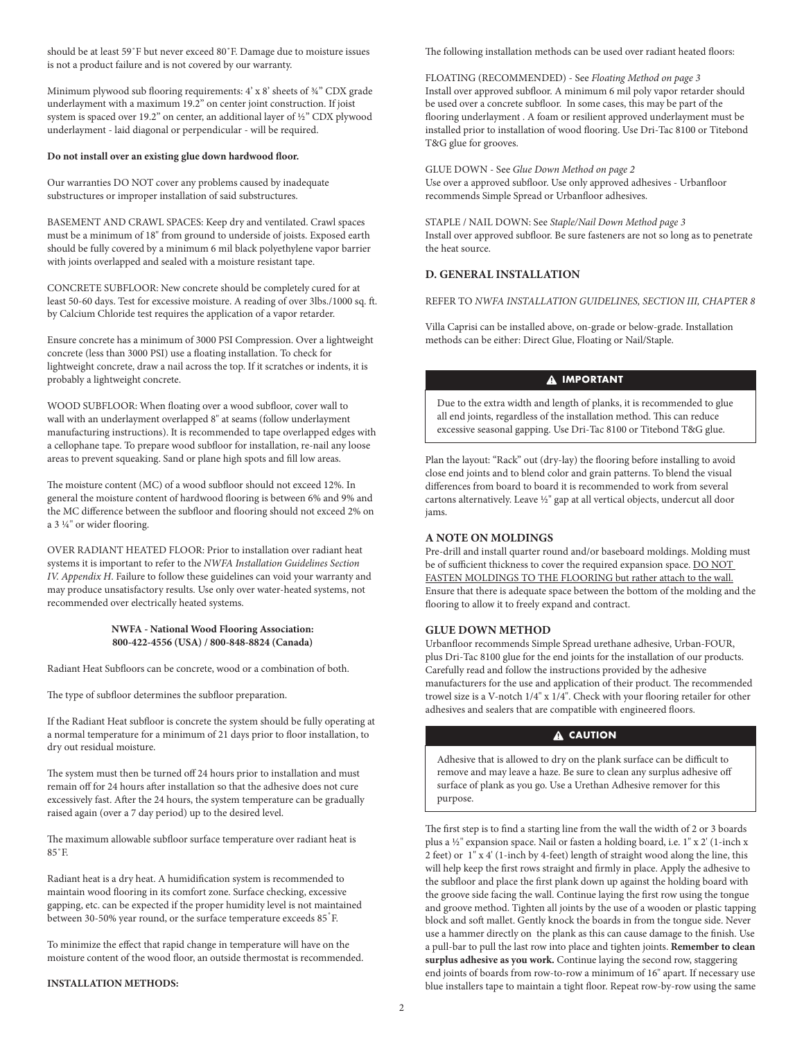should be at least 59˚F but never exceed 80˚F. Damage due to moisture issues is not a product failure and is not covered by our warranty.

Minimum plywood sub flooring requirements: 4' x 8' sheets of ¾" CDX grade underlayment with a maximum 19.2" on center joint construction. If joist system is spaced over 19.2" on center, an additional layer of ½" CDX plywood underlayment - laid diagonal or perpendicular - will be required.

**Do not install over an existing glue down hardwood floor.**

Our warranties DO NOT cover any problems caused by inadequate substructures or improper installation of said substructures.

BASEMENT AND CRAWL SPACES: Keep dry and ventilated. Crawl spaces must be a minimum of 18" from ground to underside of joists. Exposed earth should be fully covered by a minimum 6 mil black polyethylene vapor barrier with joints overlapped and sealed with a moisture resistant tape.

CONCRETE SUBFLOOR: New concrete should be completely cured for at least 50-60 days. Test for excessive moisture. A reading of over 3lbs./1000 sq. ft. by Calcium Chloride test requires the application of a vapor retarder.

Ensure concrete has a minimum of 3000 PSI Compression. Over a lightweight concrete (less than 3000 PSI) use a floating installation. To check for lightweight concrete, draw a nail across the top. If it scratches or indents, it is probably a lightweight concrete.

WOOD SUBFLOOR: When floating over a wood subfloor, cover wall to wall with an underlayment overlapped 8" at seams (follow underlayment manufacturing instructions). It is recommended to tape overlapped edges with a cellophane tape. To prepare wood subfloor for installation, re-nail any loose areas to prevent squeaking. Sand or plane high spots and fill low areas.

The moisture content (MC) of a wood subfloor should not exceed 12%. In general the moisture content of hardwood flooring is between 6% and 9% and the MC difference between the subfloor and flooring should not exceed 2% on a 3 ¼" or wider flooring.

OVER RADIANT HEATED FLOOR: Prior to installation over radiant heat systems it is important to refer to the *NWFA Installation Guidelines Section IV. Appendix H*. Failure to follow these guidelines can void your warranty and may produce unsatisfactory results. Use only over water-heated systems, not recommended over electrically heated systems.

**NWFA - National Wood Flooring Association:**
**800-422-4556 (USA) / 800-848-8824 (Canada)**

Radiant Heat Subfloors can be concrete, wood or a combination of both.

The type of subfloor determines the subfloor preparation.

If the Radiant Heat subfloor is concrete the system should be fully operating at a normal temperature for a minimum of 21 days prior to floor installation, to dry out residual moisture.

The system must then be turned off 24 hours prior to installation and must remain off for 24 hours after installation so that the adhesive does not cure excessively fast. After the 24 hours, the system temperature can be gradually raised again (over a 7 day period) up to the desired level.

The maximum allowable subfloor surface temperature over radiant heat is 85˚F.

Radiant heat is a dry heat. A humidification system is recommended to maintain wood flooring in its comfort zone. Surface checking, excessive gapping, etc. can be expected if the proper humidity level is not maintained between 30-50% year round, or the surface temperature exceeds 85˚F.

To minimize the effect that rapid change in temperature will have on the moisture content of the wood floor, an outside thermostat is recommended.

**INSTALLATION METHODS:**

The following installation methods can be used over radiant heated floors:

FLOATING (RECOMMENDED) - See *Floating Method on page 3*
Install over approved subfloor. A minimum 6 mil poly vapor retarder should be used over a concrete subfloor. In some cases, this may be part of the flooring underlayment . A foam or resilient approved underlayment must be installed prior to installation of wood flooring. Use Dri-Tac 8100 or Titebond T&G glue for grooves.

GLUE DOWN - See *Glue Down Method on page 2*
Use over a approved subfloor. Use only approved adhesives - Urbanfloor recommends Simple Spread or Urbanfloor adhesives.

STAPLE / NAIL DOWN: See *Staple/Nail Down Method page 3*
Install over approved subfloor. Be sure fasteners are not so long as to penetrate the heat source.

### D. GENERAL INSTALLATION

REFER TO *NWFA INSTALLATION GUIDELINES, SECTION III, CHAPTER 8*

Villa Caprisi can be installed above, on-grade or below-grade. Installation methods can be either: Direct Glue, Floating or Nail/Staple.

**⚠ IMPORTANT**

Due to the extra width and length of planks, it is recommended to glue all end joints, regardless of the installation method. This can reduce excessive seasonal gapping. Use Dri-Tac 8100 or Titebond T&G glue.

Plan the layout: "Rack" out (dry-lay) the flooring before installing to avoid close end joints and to blend color and grain patterns. To blend the visual differences from board to board it is recommended to work from several cartons alternatively. Leave ½" gap at all vertical objects, undercut all door jams.

### A NOTE ON MOLDINGS

Pre-drill and install quarter round and/or baseboard moldings. Molding must be of sufficient thickness to cover the required expansion space. DO NOT FASTEN MOLDINGS TO THE FLOORING but rather attach to the wall. Ensure that there is adequate space between the bottom of the molding and the flooring to allow it to freely expand and contract.

### GLUE DOWN METHOD

Urbanfloor recommends Simple Spread urethane adhesive, Urban-FOUR, plus Dri-Tac 8100 glue for the end joints for the installation of our products. Carefully read and follow the instructions provided by the adhesive manufacturers for the use and application of their product. The recommended trowel size is a V-notch 1/4" x 1/4". Check with your flooring retailer for other adhesives and sealers that are compatible with engineered floors.

**⚠ CAUTION**

Adhesive that is allowed to dry on the plank surface can be difficult to remove and may leave a haze. Be sure to clean any surplus adhesive off surface of plank as you go. Use a Urethan Adhesive remover for this purpose.

The first step is to find a starting line from the wall the width of 2 or 3 boards plus a ½" expansion space. Nail or fasten a holding board, i.e. 1" x 2' (1-inch x 2 feet) or 1" x 4' (1-inch by 4-feet) length of straight wood along the line, this will help keep the first rows straight and firmly in place. Apply the adhesive to the subfloor and place the first plank down up against the holding board with the groove side facing the wall. Continue laying the first row using the tongue and groove method. Tighten all joints by the use of a wooden or plastic tapping block and soft mallet. Gently knock the boards in from the tongue side. Never use a hammer directly on the plank as this can cause damage to the finish. Use a pull-bar to pull the last row into place and tighten joints. **Remember to clean surplus adhesive as you work.** Continue laying the second row, staggering end joints of boards from row-to-row a minimum of 16" apart. If necessary use blue installers tape to maintain a tight floor. Repeat row-by-row using the same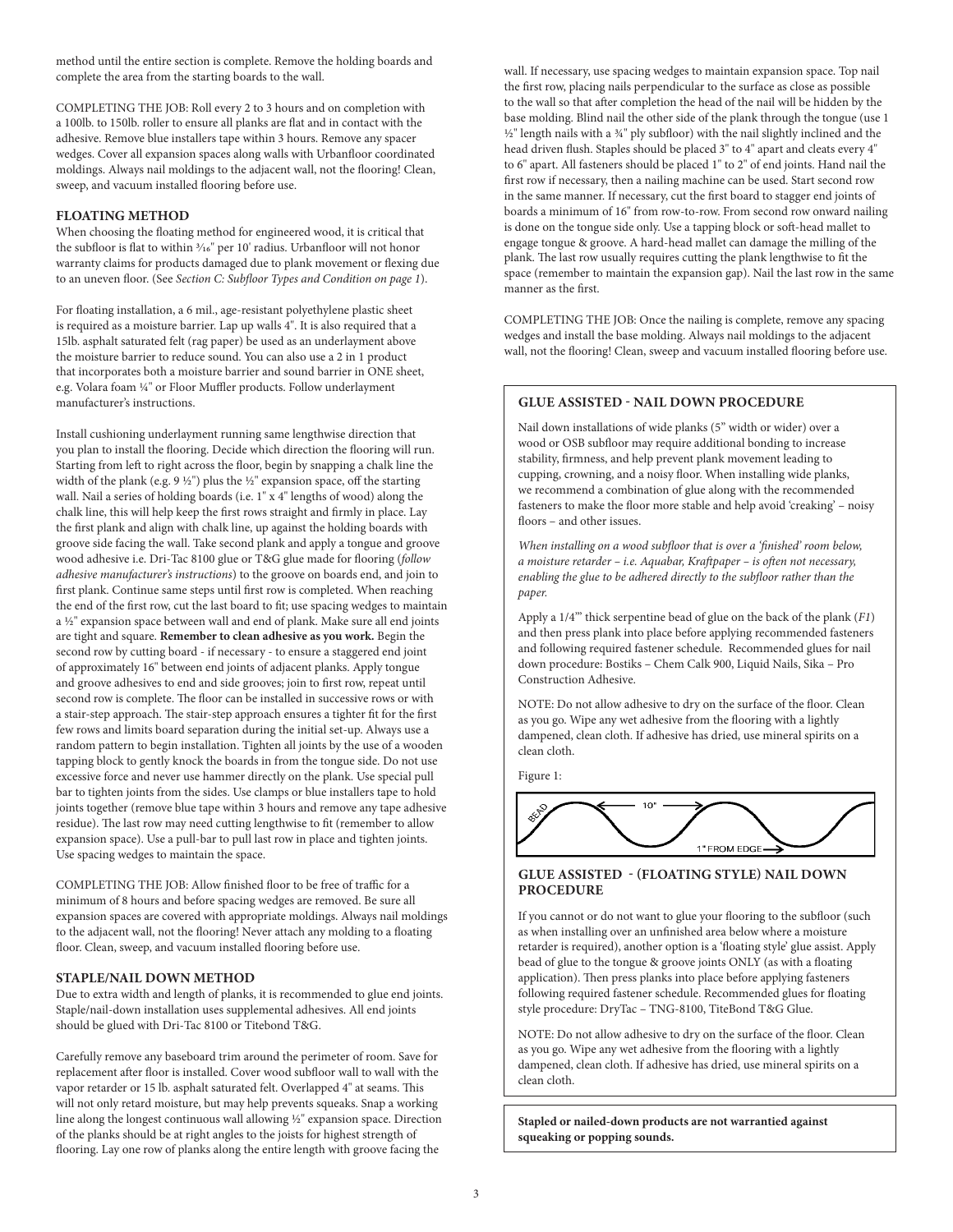method until the entire section is complete. Remove the holding boards and complete the area from the starting boards to the wall.

COMPLETING THE JOB: Roll every 2 to 3 hours and on completion with a 100lb. to 150lb. roller to ensure all planks are flat and in contact with the adhesive. Remove blue installers tape within 3 hours. Remove any spacer wedges. Cover all expansion spaces along walls with Urbanfloor coordinated moldings. Always nail moldings to the adjacent wall, not the flooring! Clean, sweep, and vacuum installed flooring before use.

### FLOATING METHOD

When choosing the floating method for engineered wood, it is critical that the subfloor is flat to within 3⁄16" per 10' radius. Urbanfloor will not honor warranty claims for products damaged due to plank movement or flexing due to an uneven floor. (See *Section C: Subfloor Types and Condition on page 1*).

For floating installation, a 6 mil., age-resistant polyethylene plastic sheet is required as a moisture barrier. Lap up walls 4". It is also required that a 15lb. asphalt saturated felt (rag paper) be used as an underlayment above the moisture barrier to reduce sound. You can also use a 2 in 1 product that incorporates both a moisture barrier and sound barrier in ONE sheet, e.g. Volara foam ¼" or Floor Muffler products. Follow underlayment manufacturer's instructions.

Install cushioning underlayment running same lengthwise direction that you plan to install the flooring. Decide which direction the flooring will run. Starting from left to right across the floor, begin by snapping a chalk line the width of the plank (e.g. 9 ½") plus the ½" expansion space, off the starting wall. Nail a series of holding boards (i.e. 1" x 4" lengths of wood) along the chalk line, this will help keep the first rows straight and firmly in place. Lay the first plank and align with chalk line, up against the holding boards with groove side facing the wall. Take second plank and apply a tongue and groove wood adhesive i.e. Dri-Tac 8100 glue or T&G glue made for flooring (*follow adhesive manufacturer's instructions*) to the groove on boards end, and join to first plank. Continue same steps until first row is completed. When reaching the end of the first row, cut the last board to fit; use spacing wedges to maintain a ½" expansion space between wall and end of plank. Make sure all end joints are tight and square. **Remember to clean adhesive as you work.** Begin the second row by cutting board - if necessary - to ensure a staggered end joint of approximately 16" between end joints of adjacent planks. Apply tongue and groove adhesives to end and side grooves; join to first row, repeat until second row is complete. The floor can be installed in successive rows or with a stair-step approach. The stair-step approach ensures a tighter fit for the first few rows and limits board separation during the initial set-up. Always use a random pattern to begin installation. Tighten all joints by the use of a wooden tapping block to gently knock the boards in from the tongue side. Do not use excessive force and never use hammer directly on the plank. Use special pull bar to tighten joints from the sides. Use clamps or blue installers tape to hold joints together (remove blue tape within 3 hours and remove any tape adhesive residue). The last row may need cutting lengthwise to fit (remember to allow expansion space). Use a pull-bar to pull last row in place and tighten joints. Use spacing wedges to maintain the space.

COMPLETING THE JOB: Allow finished floor to be free of traffic for a minimum of 8 hours and before spacing wedges are removed. Be sure all expansion spaces are covered with appropriate moldings. Always nail moldings to the adjacent wall, not the flooring! Never attach any molding to a floating floor. Clean, sweep, and vacuum installed flooring before use.

### STAPLE/NAIL DOWN METHOD

Due to extra width and length of planks, it is recommended to glue end joints. Staple/nail-down installation uses supplemental adhesives. All end joints should be glued with Dri-Tac 8100 or Titebond T&G.

Carefully remove any baseboard trim around the perimeter of room. Save for replacement after floor is installed. Cover wood subfloor wall to wall with the vapor retarder or 15 lb. asphalt saturated felt. Overlapped 4" at seams. This will not only retard moisture, but may help prevents squeaks. Snap a working line along the longest continuous wall allowing ½" expansion space. Direction of the planks should be at right angles to the joists for highest strength of flooring. Lay one row of planks along the entire length with groove facing the wall. If necessary, use spacing wedges to maintain expansion space. Top nail the first row, placing nails perpendicular to the surface as close as possible to the wall so that after completion the head of the nail will be hidden by the base molding. Blind nail the other side of the plank through the tongue (use 1 ½" length nails with a ¾" ply subfloor) with the nail slightly inclined and the head driven flush. Staples should be placed 3" to 4" apart and cleats every 4" to 6" apart. All fasteners should be placed 1" to 2" of end joints. Hand nail the first row if necessary, then a nailing machine can be used. Start second row in the same manner. If necessary, cut the first board to stagger end joints of boards a minimum of 16" from row-to-row. From second row onward nailing is done on the tongue side only. Use a tapping block or soft-head mallet to engage tongue & groove. A hard-head mallet can damage the milling of the plank. The last row usually requires cutting the plank lengthwise to fit the space (remember to maintain the expansion gap). Nail the last row in the same manner as the first.

COMPLETING THE JOB: Once the nailing is complete, remove any spacing wedges and install the base molding. Always nail moldings to the adjacent wall, not the flooring! Clean, sweep and vacuum installed flooring before use.

### GLUE ASSISTED - NAIL DOWN PROCEDURE

Nail down installations of wide planks (5" width or wider) over a wood or OSB subfloor may require additional bonding to increase stability, firmness, and help prevent plank movement leading to cupping, crowning, and a noisy floor. When installing wide planks, we recommend a combination of glue along with the recommended fasteners to make the floor more stable and help avoid 'creaking' – noisy floors – and other issues.

*When installing on a wood subfloor that is over a 'finished' room below, a moisture retarder – i.e. Aquabar, Kraftpaper – is often not necessary, enabling the glue to be adhered directly to the subfloor rather than the paper.*

Apply a 1/4"' thick serpentine bead of glue on the back of the plank (*F1*) and then press plank into place before applying recommended fasteners and following required fastener schedule. Recommended glues for nail down procedure: Bostiks – Chem Calk 900, Liquid Nails, Sika – Pro Construction Adhesive.

NOTE: Do not allow adhesive to dry on the surface of the floor. Clean as you go. Wipe any wet adhesive from the flooring with a lightly dampened, clean cloth. If adhesive has dried, use mineral spirits on a clean cloth.

Figure 1:

BEAD — 10" — 1" FROM EDGE

### GLUE ASSISTED - (FLOATING STYLE) NAIL DOWN PROCEDURE

If you cannot or do not want to glue your flooring to the subfloor (such as when installing over an unfinished area below where a moisture retarder is required), another option is a 'floating style' glue assist. Apply bead of glue to the tongue & groove joints ONLY (as with a floating application). Then press planks into place before applying fasteners following required fastener schedule. Recommended glues for floating style procedure: DryTac – TNG-8100, TiteBond T&G Glue.

NOTE: Do not allow adhesive to dry on the surface of the floor. Clean as you go. Wipe any wet adhesive from the flooring with a lightly dampened, clean cloth. If adhesive has dried, use mineral spirits on a clean cloth.

**Stapled or nailed-down products are not warrantied against squeaking or popping sounds.**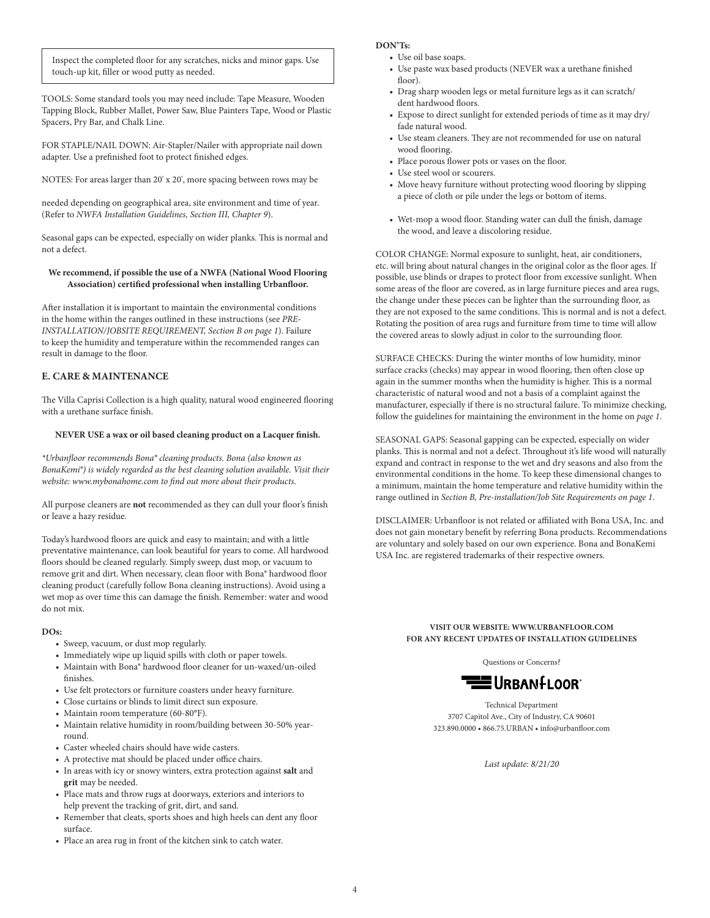Inspect the completed floor for any scratches, nicks and minor gaps. Use touch-up kit, filler or wood putty as needed.

TOOLS: Some standard tools you may need include: Tape Measure, Wooden Tapping Block, Rubber Mallet, Power Saw, Blue Painters Tape, Wood or Plastic Spacers, Pry Bar, and Chalk Line.

FOR STAPLE/NAIL DOWN: Air-Stapler/Nailer with appropriate nail down adapter. Use a prefinished foot to protect finished edges.

NOTES: For areas larger than 20' x 20', more spacing between rows may be

needed depending on geographical area, site environment and time of year. (Refer to *NWFA Installation Guidelines, Section III, Chapter 9*).

Seasonal gaps can be expected, especially on wider planks. This is normal and not a defect.

**We recommend, if possible the use of a NWFA (National Wood Flooring Association) certified professional when installing Urbanfloor.**

After installation it is important to maintain the environmental conditions in the home within the ranges outlined in these instructions (see *PRE-INSTALLATION/JOBSITE REQUIREMENT, Section B on page 1*). Failure to keep the humidity and temperature within the recommended ranges can result in damage to the floor.

## E. CARE & MAINTENANCE

The Villa Caprisi Collection is a high quality, natural wood engineered flooring with a urethane surface finish.

**NEVER USE a wax or oil based cleaning product on a Lacquer finish.**

*\*Urbanfloor recommends Bona® cleaning products. Bona (also known as BonaKemi®) is widely regarded as the best cleaning solution available. Visit their website: www.mybonahome.com to find out more about their products.*

All purpose cleaners are **not** recommended as they can dull your floor's finish or leave a hazy residue.

Today's hardwood floors are quick and easy to maintain; and with a little preventative maintenance, can look beautiful for years to come. All hardwood floors should be cleaned regularly. Simply sweep, dust mop, or vacuum to remove grit and dirt. When necessary, clean floor with Bona® hardwood floor cleaning product (carefully follow Bona cleaning instructions). Avoid using a wet mop as over time this can damage the finish. Remember: water and wood do not mix.

**DOs:**

- Sweep, vacuum, or dust mop regularly.
- Immediately wipe up liquid spills with cloth or paper towels.
- Maintain with Bona® hardwood floor cleaner for un-waxed/un-oiled finishes.
- Use felt protectors or furniture coasters under heavy furniture.
- Close curtains or blinds to limit direct sun exposure.
- Maintain room temperature (60-80°F).
- Maintain relative humidity in room/building between 30-50% year-round.
- Caster wheeled chairs should have wide casters.
- A protective mat should be placed under office chairs.
- In areas with icy or snowy winters, extra protection against **salt** and **grit** may be needed.
- Place mats and throw rugs at doorways, exteriors and interiors to help prevent the tracking of grit, dirt, and sand.
- Remember that cleats, sports shoes and high heels can dent any floor surface.
- Place an area rug in front of the kitchen sink to catch water.

**DON'Ts:**

- Use oil base soaps.
- Use paste wax based products (NEVER wax a urethane finished floor).
- Drag sharp wooden legs or metal furniture legs as it can scratch/dent hardwood floors.
- Expose to direct sunlight for extended periods of time as it may dry/fade natural wood.
- Use steam cleaners. They are not recommended for use on natural wood flooring.
- Place porous flower pots or vases on the floor.
- Use steel wool or scourers.
- Move heavy furniture without protecting wood flooring by slipping a piece of cloth or pile under the legs or bottom of items.
- Wet-mop a wood floor. Standing water can dull the finish, damage the wood, and leave a discoloring residue.

COLOR CHANGE: Normal exposure to sunlight, heat, air conditioners, etc. will bring about natural changes in the original color as the floor ages. If possible, use blinds or drapes to protect floor from excessive sunlight. When some areas of the floor are covered, as in large furniture pieces and area rugs, the change under these pieces can be lighter than the surrounding floor, as they are not exposed to the same conditions. This is normal and is not a defect. Rotating the position of area rugs and furniture from time to time will allow the covered areas to slowly adjust in color to the surrounding floor.

SURFACE CHECKS: During the winter months of low humidity, minor surface cracks (checks) may appear in wood flooring, then often close up again in the summer months when the humidity is higher. This is a normal characteristic of natural wood and not a basis of a complaint against the manufacturer, especially if there is no structural failure. To minimize checking, follow the guidelines for maintaining the environment in the home on *page 1*.

SEASONAL GAPS: Seasonal gapping can be expected, especially on wider planks. This is normal and not a defect. Throughout it's life wood will naturally expand and contract in response to the wet and dry seasons and also from the environmental conditions in the home. To keep these dimensional changes to a minimum, maintain the home temperature and relative humidity within the range outlined in *Section B, Pre-installation/Job Site Requirements on page 1*.

DISCLAIMER: Urbanfloor is not related or affiliated with Bona USA, Inc. and does not gain monetary benefit by referring Bona products. Recommendations are voluntary and solely based on our own experience. Bona and BonaKemi USA Inc. are registered trademarks of their respective owners.

**VISIT OUR WEBSITE: WWW.URBANFLOOR.COM**
**FOR ANY RECENT UPDATES OF INSTALLATION GUIDELINES**

Questions or Concerns?

URBANFLOOR®

Technical Department
3707 Capitol Ave., City of Industry, CA 90601
323.890.0000 • 866.75.URBAN • info@urbanfloor.com

*Last update: 8/21/20*